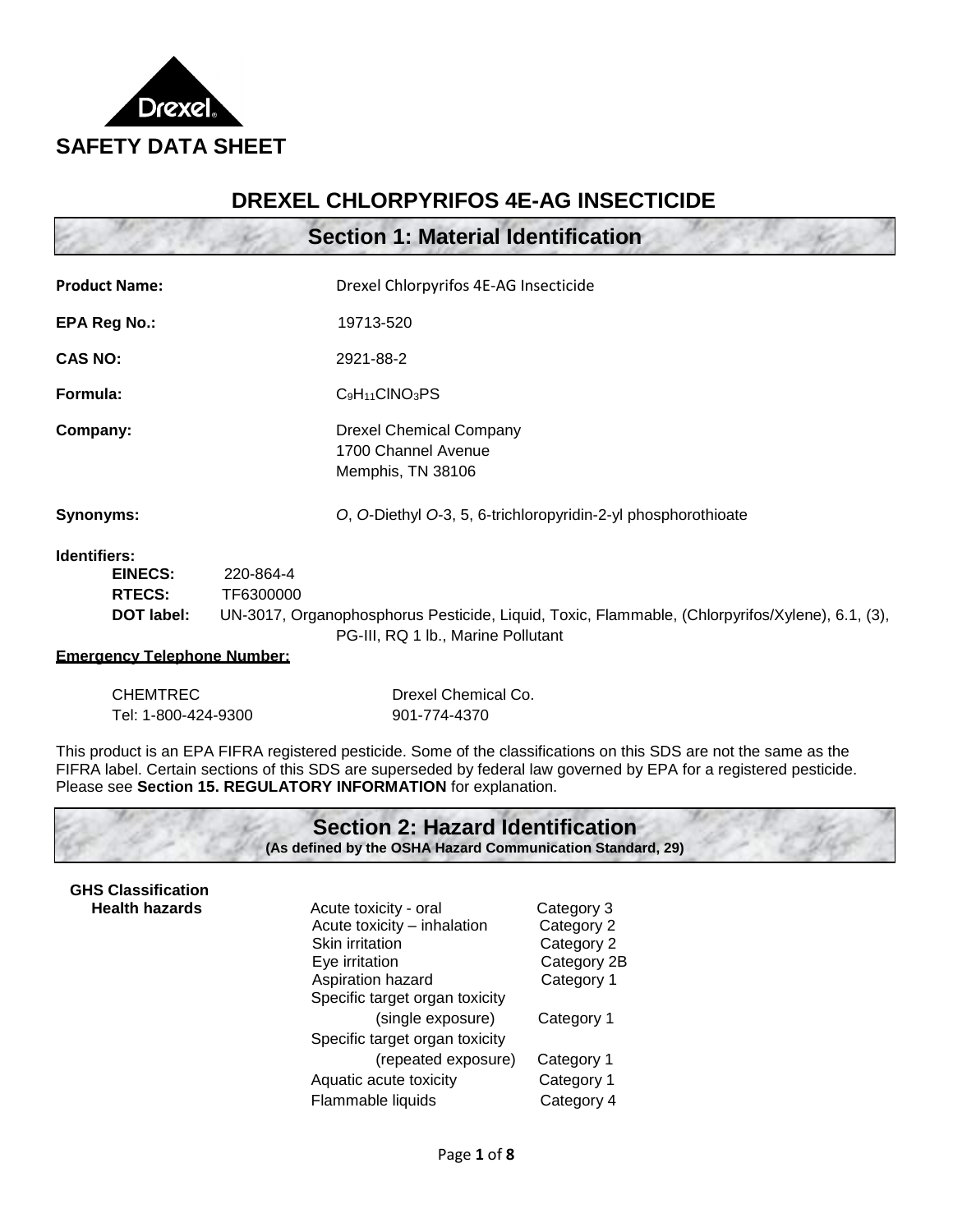# SAFETY DATA SHEET

## DREXEL CHLORPYRIFOS 4E-AG INSECTICIDE

## Section 1: Material Identification

**Product Name:** Drexel Chlorpyrifos 4E-AG Insecticide

**EPA Reg No.:** 19713-520

**CAS NO:** 2921-88-2

**Formula:** $C_9H_{11}ClNO_3PS$

**Company:** Drexel Chemical Company
1700 Channel Avenue
Memphis, TN 38106

**Synonyms:** *O*, *O*-Diethyl *O*-3, 5, 6-trichloropyridin-2-yl phosphorothioate

**Identifiers:**

- **EINECS:** 220-864-4
- **RTECS:** TF6300000
- **DOT label:** UN-3017, Organophosphorus Pesticide, Liquid, Toxic, Flammable, (Chlorpyrifos/Xylene), 6.1, (3), PG-III, RQ 1 lb., Marine Pollutant

**Emergency Telephone Number:**

| | |
|---|---|
| CHEMTREC | Drexel Chemical Co. |
| Tel: 1-800-424-9300 | 901-774-4370 |

This product is an EPA FIFRA registered pesticide. Some of the classifications on this SDS are not the same as the FIFRA label. Certain sections of this SDS are superseded by federal law governed by EPA for a registered pesticide. Please see **Section 15. REGULATORY INFORMATION** for explanation.

## Section 2: Hazard Identification

**(As defined by the OSHA Hazard Communication Standard, 29)**

**GHS Classification**

| **Health hazards** | | |
|---|---|---|
| | Acute toxicity - oral | Category 3 |
| | Acute toxicity – inhalation | Category 2 |
| | Skin irritation | Category 2 |
| | Eye irritation | Category 2B |
| | Aspiration hazard | Category 1 |
| | Specific target organ toxicity (single exposure) | Category 1 |
| | Specific target organ toxicity (repeated exposure) | Category 1 |
| | Aquatic acute toxicity | Category 1 |
| | Flammable liquids | Category 4 |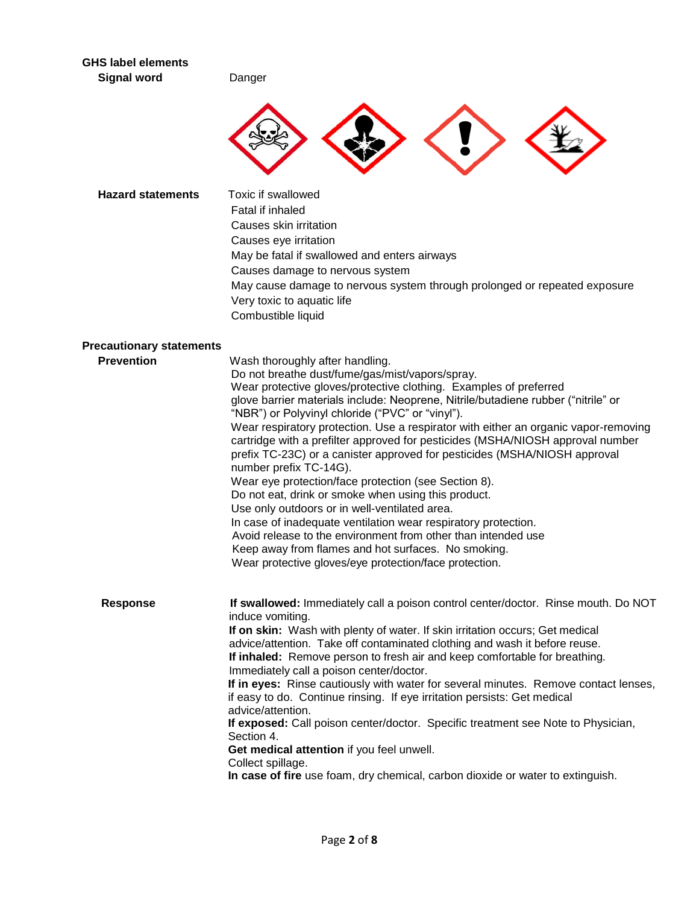**GHS label elements**

**Signal word** Danger

**Hazard statements**

Toxic if swallowed
Fatal if inhaled
Causes skin irritation
Causes eye irritation
May be fatal if swallowed and enters airways
Causes damage to nervous system
May cause damage to nervous system through prolonged or repeated exposure
Very toxic to aquatic life
Combustible liquid

**Precautionary statements**

**Prevention**

Wash thoroughly after handling.
Do not breathe dust/fume/gas/mist/vapors/spray.
Wear protective gloves/protective clothing. Examples of preferred glove barrier materials include: Neoprene, Nitrile/butadiene rubber ("nitrile" or "NBR") or Polyvinyl chloride ("PVC" or "vinyl").
Wear respiratory protection. Use a respirator with either an organic vapor-removing cartridge with a prefilter approved for pesticides (MSHA/NIOSH approval number prefix TC-23C) or a canister approved for pesticides (MSHA/NIOSH approval number prefix TC-14G).
Wear eye protection/face protection (see Section 8).
Do not eat, drink or smoke when using this product.
Use only outdoors or in well-ventilated area.
In case of inadequate ventilation wear respiratory protection.
Avoid release to the environment from other than intended use
Keep away from flames and hot surfaces. No smoking.
Wear protective gloves/eye protection/face protection.

**Response**

**If swallowed:** Immediately call a poison control center/doctor. Rinse mouth. Do NOT induce vomiting.
**If on skin:** Wash with plenty of water. If skin irritation occurs; Get medical advice/attention. Take off contaminated clothing and wash it before reuse.
**If inhaled:** Remove person to fresh air and keep comfortable for breathing. Immediately call a poison center/doctor.
**If in eyes:** Rinse cautiously with water for several minutes. Remove contact lenses, if easy to do. Continue rinsing. If eye irritation persists: Get medical advice/attention.
**If exposed:** Call poison center/doctor. Specific treatment see Note to Physician, Section 4.
**Get medical attention** if you feel unwell.
Collect spillage.
**In case of fire** use foam, dry chemical, carbon dioxide or water to extinguish.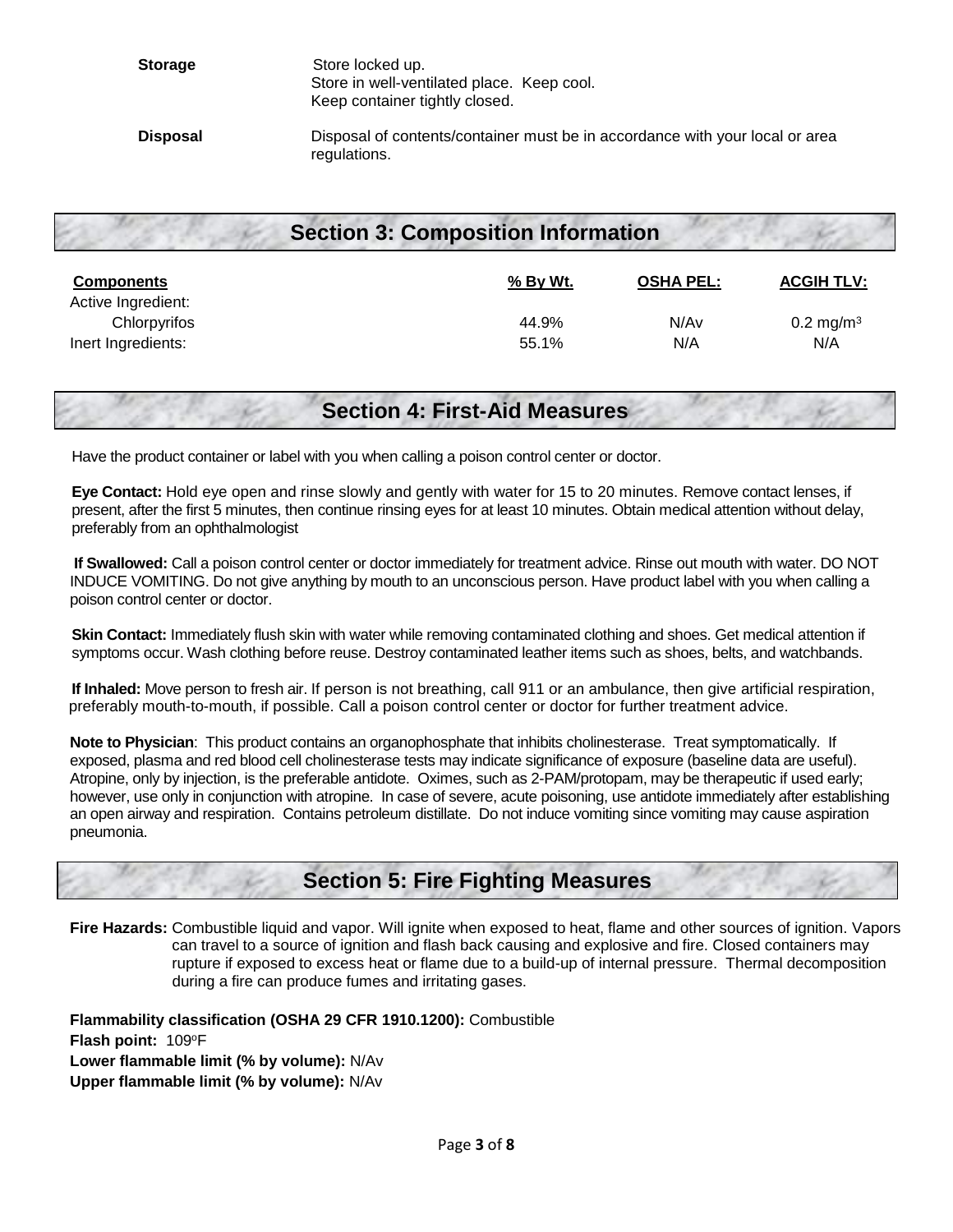**Storage** Store locked up.
Store in well-ventilated place. Keep cool.
Keep container tightly closed.

**Disposal** Disposal of contents/container must be in accordance with your local or area regulations.

## Section 3: Composition Information

| Components | % By Wt. | OSHA PEL: | ACGIH TLV: |
|---|---|---|---|
| Active Ingredient: | | | |
| Chlorpyrifos | 44.9% | N/Av | 0.2 mg/m$^3$ |
| Inert Ingredients: | 55.1% | N/A | N/A |

## Section 4: First-Aid Measures

Have the product container or label with you when calling a poison control center or doctor.

**Eye Contact:** Hold eye open and rinse slowly and gently with water for 15 to 20 minutes. Remove contact lenses, if present, after the first 5 minutes, then continue rinsing eyes for at least 10 minutes. Obtain medical attention without delay, preferably from an ophthalmologist

**If Swallowed:** Call a poison control center or doctor immediately for treatment advice. Rinse out mouth with water. DO NOT INDUCE VOMITING. Do not give anything by mouth to an unconscious person. Have product label with you when calling a poison control center or doctor.

**Skin Contact:** Immediately flush skin with water while removing contaminated clothing and shoes. Get medical attention if symptoms occur. Wash clothing before reuse. Destroy contaminated leather items such as shoes, belts, and watchbands.

**If Inhaled:** Move person to fresh air. If person is not breathing, call 911 or an ambulance, then give artificial respiration, preferably mouth-to-mouth, if possible. Call a poison control center or doctor for further treatment advice.

**Note to Physician**: This product contains an organophosphate that inhibits cholinesterase. Treat symptomatically. If exposed, plasma and red blood cell cholinesterase tests may indicate significance of exposure (baseline data are useful). Atropine, only by injection, is the preferable antidote. Oximes, such as 2-PAM/protopam, may be therapeutic if used early; however, use only in conjunction with atropine. In case of severe, acute poisoning, use antidote immediately after establishing an open airway and respiration. Contains petroleum distillate. Do not induce vomiting since vomiting may cause aspiration pneumonia.

## Section 5: Fire Fighting Measures

**Fire Hazards:** Combustible liquid and vapor. Will ignite when exposed to heat, flame and other sources of ignition. Vapors can travel to a source of ignition and flash back causing and explosive and fire. Closed containers may rupture if exposed to excess heat or flame due to a build-up of internal pressure. Thermal decomposition during a fire can produce fumes and irritating gases.

**Flammability classification (OSHA 29 CFR 1910.1200):** Combustible
**Flash point:** 109°F
**Lower flammable limit (% by volume):** N/Av
**Upper flammable limit (% by volume):** N/Av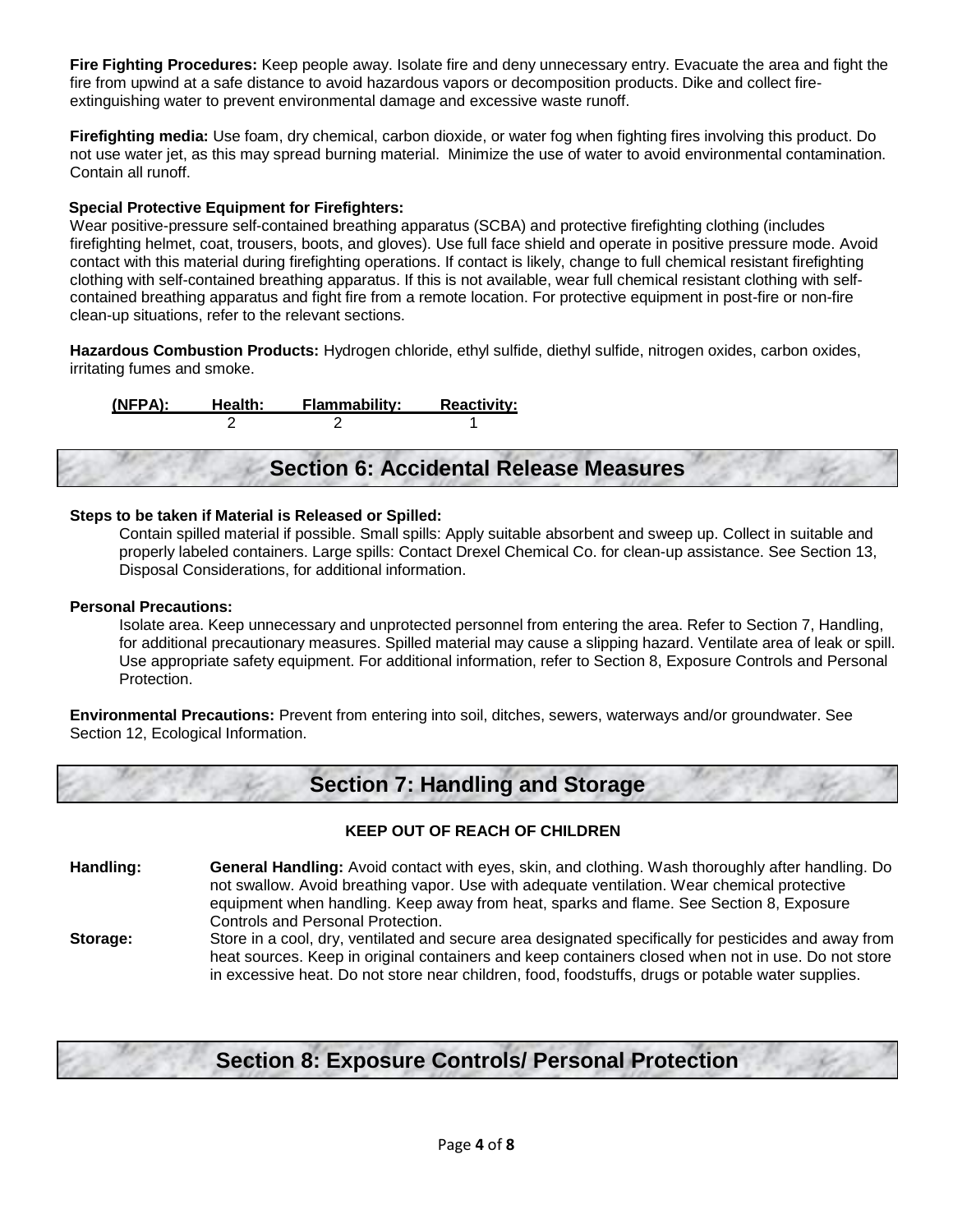**Fire Fighting Procedures:** Keep people away. Isolate fire and deny unnecessary entry. Evacuate the area and fight the fire from upwind at a safe distance to avoid hazardous vapors or decomposition products. Dike and collect fire-extinguishing water to prevent environmental damage and excessive waste runoff.

**Firefighting media:** Use foam, dry chemical, carbon dioxide, or water fog when fighting fires involving this product. Do not use water jet, as this may spread burning material. Minimize the use of water to avoid environmental contamination. Contain all runoff.

**Special Protective Equipment for Firefighters:**
Wear positive-pressure self-contained breathing apparatus (SCBA) and protective firefighting clothing (includes firefighting helmet, coat, trousers, boots, and gloves). Use full face shield and operate in positive pressure mode. Avoid contact with this material during firefighting operations. If contact is likely, change to full chemical resistant firefighting clothing with self-contained breathing apparatus. If this is not available, wear full chemical resistant clothing with self-contained breathing apparatus and fight fire from a remote location. For protective equipment in post-fire or non-fire clean-up situations, refer to the relevant sections.

**Hazardous Combustion Products:** Hydrogen chloride, ethyl sulfide, diethyl sulfide, nitrogen oxides, carbon oxides, irritating fumes and smoke.

| (NFPA): | Health: | Flammability: | Reactivity: |
|---|---|---|---|
| | 2 | 2 | 1 |

## Section 6: Accidental Release Measures

**Steps to be taken if Material is Released or Spilled:**

Contain spilled material if possible. Small spills: Apply suitable absorbent and sweep up. Collect in suitable and properly labeled containers. Large spills: Contact Drexel Chemical Co. for clean-up assistance. See Section 13, Disposal Considerations, for additional information.

**Personal Precautions:**

Isolate area. Keep unnecessary and unprotected personnel from entering the area. Refer to Section 7, Handling, for additional precautionary measures. Spilled material may cause a slipping hazard. Ventilate area of leak or spill. Use appropriate safety equipment. For additional information, refer to Section 8, Exposure Controls and Personal Protection.

**Environmental Precautions:** Prevent from entering into soil, ditches, sewers, waterways and/or groundwater. See Section 12, Ecological Information.

## Section 7: Handling and Storage

**KEEP OUT OF REACH OF CHILDREN**

**Handling:** **General Handling:** Avoid contact with eyes, skin, and clothing. Wash thoroughly after handling. Do not swallow. Avoid breathing vapor. Use with adequate ventilation. Wear chemical protective equipment when handling. Keep away from heat, sparks and flame. See Section 8, Exposure Controls and Personal Protection.

**Storage:** Store in a cool, dry, ventilated and secure area designated specifically for pesticides and away from heat sources. Keep in original containers and keep containers closed when not in use. Do not store in excessive heat. Do not store near children, food, foodstuffs, drugs or potable water supplies.

## Section 8: Exposure Controls/ Personal Protection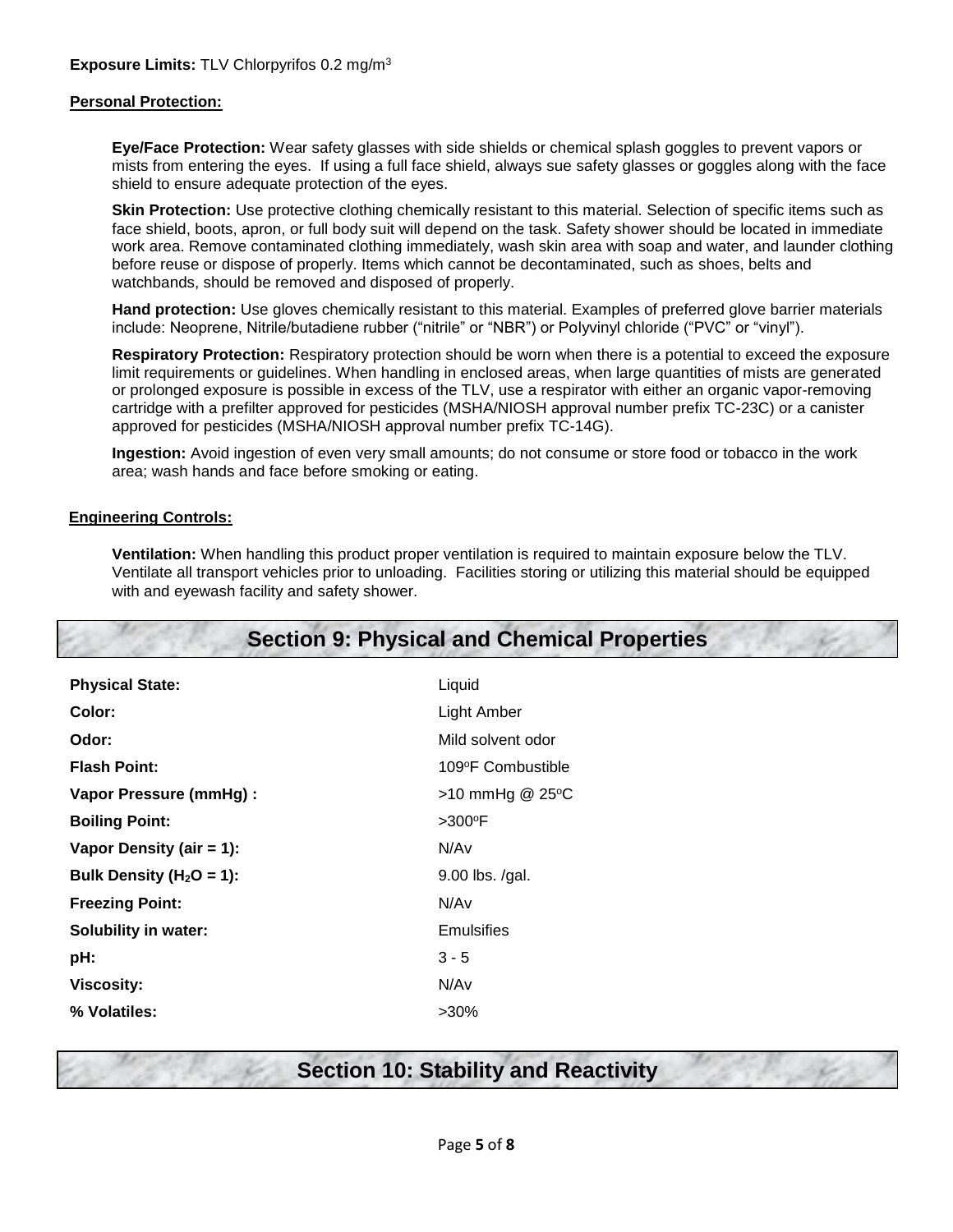**Exposure Limits:** TLV Chlorpyrifos 0.2 $mg/m^3$

**Personal Protection:**

**Eye/Face Protection:** Wear safety glasses with side shields or chemical splash goggles to prevent vapors or mists from entering the eyes. If using a full face shield, always sue safety glasses or goggles along with the face shield to ensure adequate protection of the eyes.

**Skin Protection:** Use protective clothing chemically resistant to this material. Selection of specific items such as face shield, boots, apron, or full body suit will depend on the task. Safety shower should be located in immediate work area. Remove contaminated clothing immediately, wash skin area with soap and water, and launder clothing before reuse or dispose of properly. Items which cannot be decontaminated, such as shoes, belts and watchbands, should be removed and disposed of properly.

**Hand protection:** Use gloves chemically resistant to this material. Examples of preferred glove barrier materials include: Neoprene, Nitrile/butadiene rubber ("nitrile" or "NBR") or Polyvinyl chloride ("PVC" or "vinyl").

**Respiratory Protection:** Respiratory protection should be worn when there is a potential to exceed the exposure limit requirements or guidelines. When handling in enclosed areas, when large quantities of mists are generated or prolonged exposure is possible in excess of the TLV, use a respirator with either an organic vapor-removing cartridge with a prefilter approved for pesticides (MSHA/NIOSH approval number prefix TC-23C) or a canister approved for pesticides (MSHA/NIOSH approval number prefix TC-14G).

**Ingestion:** Avoid ingestion of even very small amounts; do not consume or store food or tobacco in the work area; wash hands and face before smoking or eating.

**Engineering Controls:**

**Ventilation:** When handling this product proper ventilation is required to maintain exposure below the TLV. Ventilate all transport vehicles prior to unloading. Facilities storing or utilizing this material should be equipped with and eyewash facility and safety shower.

## Section 9: Physical and Chemical Properties

| | |
|---|---|
| **Physical State:** | Liquid |
| **Color:** | Light Amber |
| **Odor:** | Mild solvent odor |
| **Flash Point:** | 109°F Combustible |
| **Vapor Pressure (mmHg) :** | >10 mmHg @ 25°C |
| **Boiling Point:** | >300°F |
| **Vapor Density (air = 1):** | N/Av |
| **Bulk Density ($H_2O$ = 1):** | 9.00 lbs. /gal. |
| **Freezing Point:** | N/Av |
| **Solubility in water:** | Emulsifies |
| **pH:** | 3 - 5 |
| **Viscosity:** | N/Av |
| **% Volatiles:** | >30% |

## Section 10: Stability and Reactivity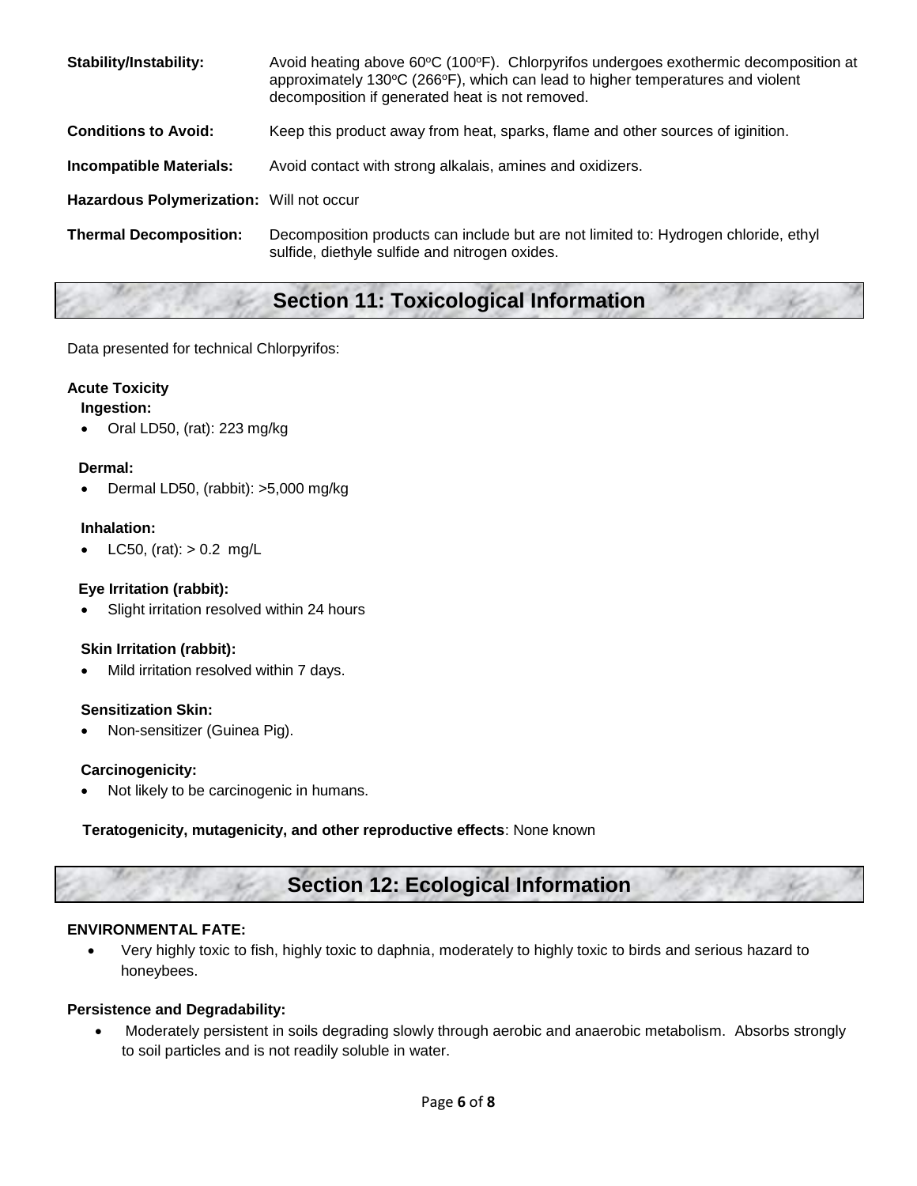| | |
|---|---|
| **Stability/Instability:** | Avoid heating above 60°C (100°F). Chlorpyrifos undergoes exothermic decomposition at approximately 130°C (266°F), which can lead to higher temperatures and violent decomposition if generated heat is not removed. |
| **Conditions to Avoid:** | Keep this product away from heat, sparks, flame and other sources of iginition. |
| **Incompatible Materials:** | Avoid contact with strong alkalais, amines and oxidizers. |
| **Hazardous Polymerization:** | Will not occur |
| **Thermal Decomposition:** | Decomposition products can include but are not limited to: Hydrogen chloride, ethyl sulfide, diethyle sulfide and nitrogen oxides. |

## Section 11: Toxicological Information

Data presented for technical Chlorpyrifos:

**Acute Toxicity**

**Ingestion:**

- Oral LD50, (rat): 223 mg/kg

**Dermal:**

- Dermal LD50, (rabbit): >5,000 mg/kg

**Inhalation:**

- LC50, (rat): > 0.2 mg/L

**Eye Irritation (rabbit):**

- Slight irritation resolved within 24 hours

**Skin Irritation (rabbit):**

- Mild irritation resolved within 7 days.

**Sensitization Skin:**

- Non-sensitizer (Guinea Pig).

**Carcinogenicity:**

- Not likely to be carcinogenic in humans.

**Teratogenicity, mutagenicity, and other reproductive effects**: None known

## Section 12: Ecological Information

**ENVIRONMENTAL FATE:**

- Very highly toxic to fish, highly toxic to daphnia, moderately to highly toxic to birds and serious hazard to honeybees.

**Persistence and Degradability:**

- Moderately persistent in soils degrading slowly through aerobic and anaerobic metabolism. Absorbs strongly to soil particles and is not readily soluble in water.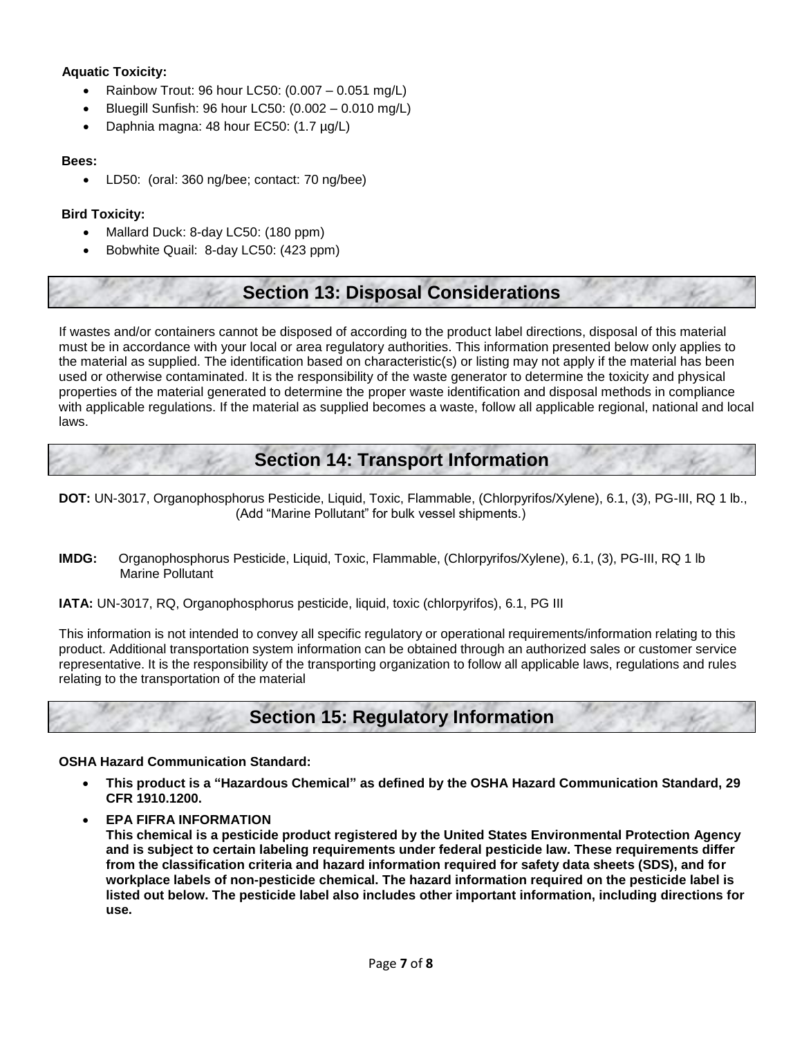**Aquatic Toxicity:**

- Rainbow Trout: 96 hour LC50: (0.007 – 0.051 mg/L)
- Bluegill Sunfish: 96 hour LC50: (0.002 – 0.010 mg/L)
- Daphnia magna: 48 hour EC50: (1.7 µg/L)

**Bees:**

- LD50: (oral: 360 ng/bee; contact: 70 ng/bee)

**Bird Toxicity:**

- Mallard Duck: 8-day LC50: (180 ppm)
- Bobwhite Quail: 8-day LC50: (423 ppm)

## Section 13: Disposal Considerations

If wastes and/or containers cannot be disposed of according to the product label directions, disposal of this material must be in accordance with your local or area regulatory authorities. This information presented below only applies to the material as supplied. The identification based on characteristic(s) or listing may not apply if the material has been used or otherwise contaminated. It is the responsibility of the waste generator to determine the toxicity and physical properties of the material generated to determine the proper waste identification and disposal methods in compliance with applicable regulations. If the material as supplied becomes a waste, follow all applicable regional, national and local laws.

## Section 14: Transport Information

**DOT:** UN-3017, Organophosphorus Pesticide, Liquid, Toxic, Flammable, (Chlorpyrifos/Xylene), 6.1, (3), PG-III, RQ 1 lb., (Add "Marine Pollutant" for bulk vessel shipments.)

**IMDG:** Organophosphorus Pesticide, Liquid, Toxic, Flammable, (Chlorpyrifos/Xylene), 6.1, (3), PG-III, RQ 1 lb Marine Pollutant

**IATA:** UN-3017, RQ, Organophosphorus pesticide, liquid, toxic (chlorpyrifos), 6.1, PG III

This information is not intended to convey all specific regulatory or operational requirements/information relating to this product. Additional transportation system information can be obtained through an authorized sales or customer service representative. It is the responsibility of the transporting organization to follow all applicable laws, regulations and rules relating to the transportation of the material

## Section 15: Regulatory Information

**OSHA Hazard Communication Standard:**

- **This product is a "Hazardous Chemical" as defined by the OSHA Hazard Communication Standard, 29 CFR 1910.1200.**
- **EPA FIFRA INFORMATION**
  **This chemical is a pesticide product registered by the United States Environmental Protection Agency and is subject to certain labeling requirements under federal pesticide law. These requirements differ from the classification criteria and hazard information required for safety data sheets (SDS), and for workplace labels of non-pesticide chemical. The hazard information required on the pesticide label is listed out below. The pesticide label also includes other important information, including directions for use.**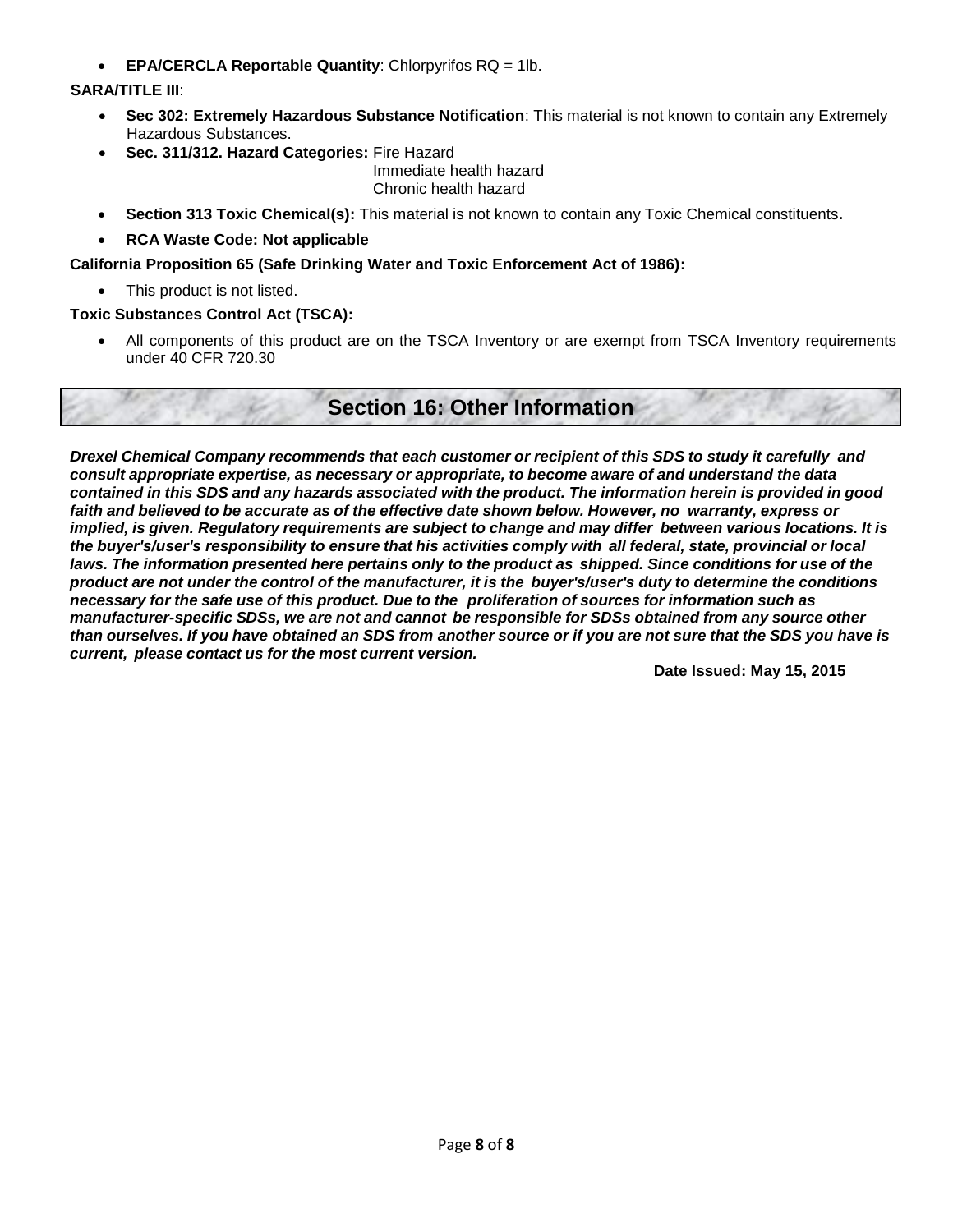- **EPA/CERCLA Reportable Quantity**: Chlorpyrifos RQ = 1lb.

**SARA/TITLE III**:

- **Sec 302: Extremely Hazardous Substance Notification**: This material is not known to contain any Extremely Hazardous Substances.
- **Sec. 311/312. Hazard Categories:** Fire Hazard
  Immediate health hazard
  Chronic health hazard
- **Section 313 Toxic Chemical(s):** This material is not known to contain any Toxic Chemical constituents**.**
- **RCA Waste Code: Not applicable**

**California Proposition 65 (Safe Drinking Water and Toxic Enforcement Act of 1986):**

- This product is not listed.

**Toxic Substances Control Act (TSCA):**

- All components of this product are on the TSCA Inventory or are exempt from TSCA Inventory requirements under 40 CFR 720.30

## Section 16: Other Information

***Drexel Chemical Company recommends that each customer or recipient of this SDS to study it carefully and consult appropriate expertise, as necessary or appropriate, to become aware of and understand the data contained in this SDS and any hazards associated with the product. The information herein is provided in good faith and believed to be accurate as of the effective date shown below. However, no warranty, express or implied, is given. Regulatory requirements are subject to change and may differ between various locations. It is the buyer's/user's responsibility to ensure that his activities comply with all federal, state, provincial or local laws. The information presented here pertains only to the product as shipped. Since conditions for use of the product are not under the control of the manufacturer, it is the buyer's/user's duty to determine the conditions necessary for the safe use of this product. Due to the proliferation of sources for information such as manufacturer-specific SDSs, we are not and cannot be responsible for SDSs obtained from any source other than ourselves. If you have obtained an SDS from another source or if you are not sure that the SDS you have is current, please contact us for the most current version.***

**Date Issued: May 15, 2015**